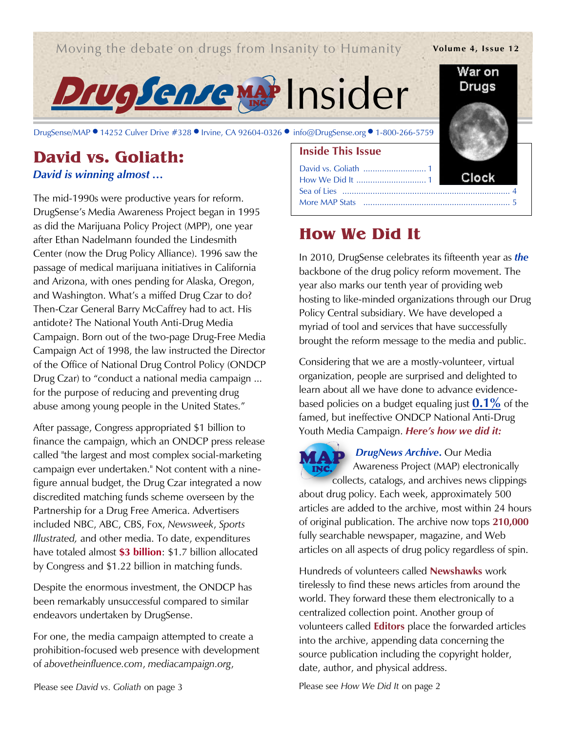Moving the debate on drugs from Insanity to Humanity

Volume 4, Issue 12

# DrugSense MAP Insider

DrugSense/MAP ● 14252 Culver Drive #328 ● Irvine, CA 92604-0326 ● info@DrugSense.org ● 1-800-266-5759

War on Drugs Clock

## David vs. Goliath:

***David is winning almost …***

The mid-1990s were productive years for reform. DrugSense's Media Awareness Project began in 1995 as did the Marijuana Policy Project (MPP), one year after Ethan Nadelmann founded the Lindesmith Center (now the Drug Policy Alliance). 1996 saw the passage of medical marijuana initiatives in California and Arizona, with ones pending for Alaska, Oregon, and Washington. What's a miffed Drug Czar to do? Then-Czar General Barry McCaffrey had to act. His antidote? The National Youth Anti-Drug Media Campaign. Born out of the two-page Drug-Free Media Campaign Act of 1998, the law instructed the Director of the Office of National Drug Control Policy (ONDCP Drug Czar) to "conduct a national media campaign ... for the purpose of reducing and preventing drug abuse among young people in the United States."

After passage, Congress appropriated $1 billion to finance the campaign, which an ONDCP press release called "the largest and most complex social-marketing campaign ever undertaken." Not content with a nine-figure annual budget, the Drug Czar integrated a now discredited matching funds scheme overseen by the Partnership for a Drug Free America. Advertisers included NBC, ABC, CBS, Fox, *Newsweek*, *Sports Illustrated,* and other media. To date, expenditures have totaled almost **$3 billion**: $1.7 billion allocated by Congress and $1.22 billion in matching funds.

Despite the enormous investment, the ONDCP has been remarkably unsuccessful compared to similar endeavors undertaken by DrugSense.

For one, the media campaign attempted to create a prohibition-focused web presence with development of *abovetheinfluence.com*, *mediacampaign.org*,

Please see *David vs. Goliath* on page 3

### Inside This Issue

- David vs. Goliath ........................... 1
- How We Did It .............................. 1
- Sea of Lies ........................................ 4
- More MAP Stats ................................ 5

## How We Did It

In 2010, DrugSense celebrates its fifteenth year as ***the*** backbone of the drug policy reform movement. The year also marks our tenth year of providing web hosting to like-minded organizations through our Drug Policy Central subsidiary. We have developed a myriad of tool and services that have successfully brought the reform message to the media and public.

Considering that we are a mostly-volunteer, virtual organization, people are surprised and delighted to learn about all we have done to advance evidence-based policies on a budget equaling just **0.1%** of the famed, but ineffective ONDCP National Anti-Drug Youth Media Campaign. ***Here's how we did it:***

***DrugNews Archive***. Our Media Awareness Project (MAP) electronically collects, catalogs, and archives news clippings about drug policy. Each week, approximately 500 articles are added to the archive, most within 24 hours of original publication. The archive now tops **210,000** fully searchable newspaper, magazine, and Web articles on all aspects of drug policy regardless of spin.

Hundreds of volunteers called **Newshawks** work tirelessly to find these news articles from around the world. They forward these them electronically to a centralized collection point. Another group of volunteers called **Editors** place the forwarded articles into the archive, appending data concerning the source publication including the copyright holder, date, author, and physical address.

Please see *How We Did It* on page 2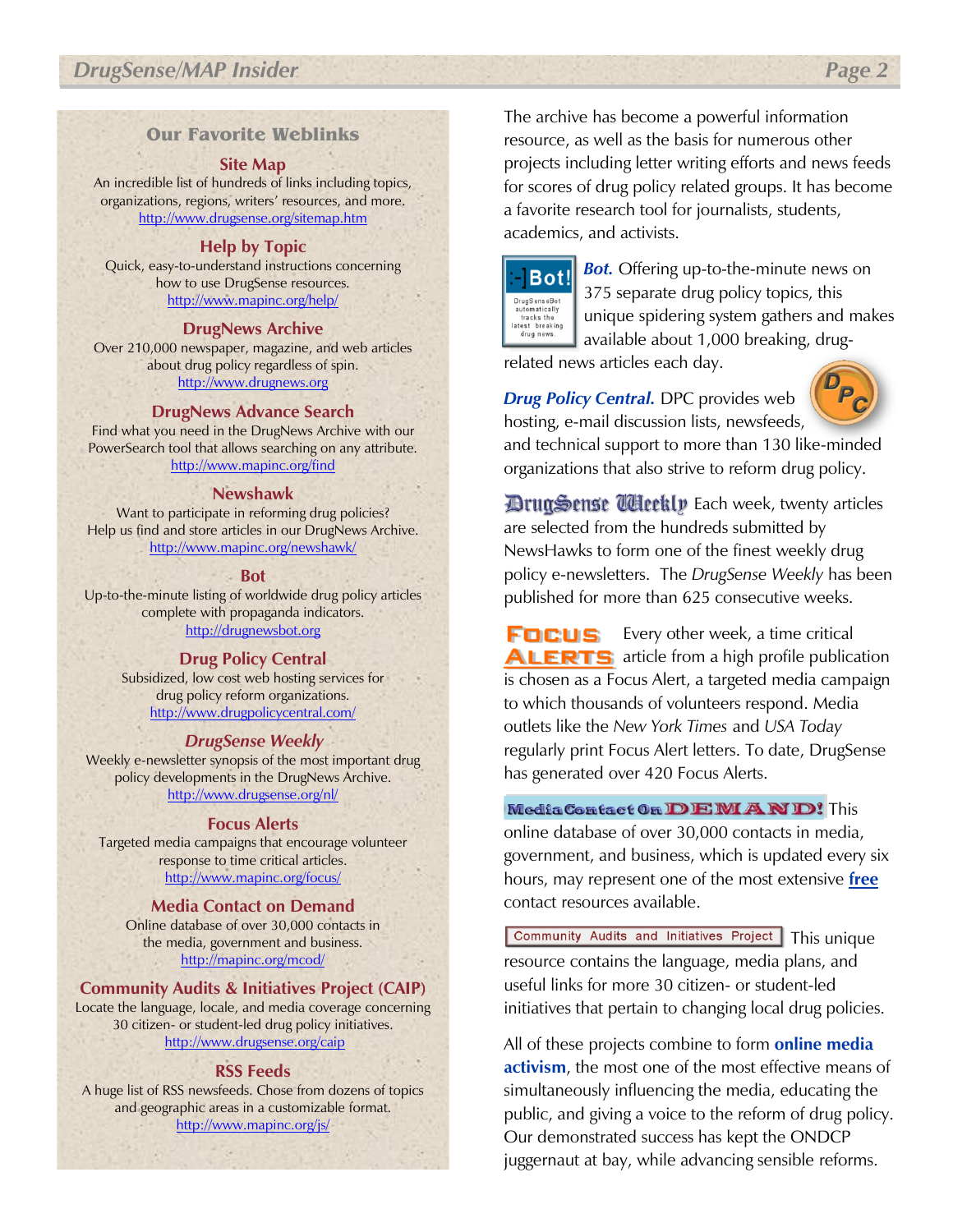## Our Favorite Weblinks

### Site Map

An incredible list of hundreds of links including topics, organizations, regions, writers' resources, and more.
http://www.drugsense.org/sitemap.htm

### Help by Topic

Quick, easy-to-understand instructions concerning how to use DrugSense resources.
http://www.mapinc.org/help/

### DrugNews Archive

Over 210,000 newspaper, magazine, and web articles about drug policy regardless of spin.
http://www.drugnews.org

### DrugNews Advance Search

Find what you need in the DrugNews Archive with our PowerSearch tool that allows searching on any attribute.
http://www.mapinc.org/find

### Newshawk

Want to participate in reforming drug policies? Help us find and store articles in our DrugNews Archive.
http://www.mapinc.org/newshawk/

### Bot

Up-to-the-minute listing of worldwide drug policy articles complete with propaganda indicators.
http://drugnewsbot.org

### Drug Policy Central

Subsidized, low cost web hosting services for drug policy reform organizations.
http://www.drugpolicycentral.com/

### *DrugSense Weekly*

Weekly e-newsletter synopsis of the most important drug policy developments in the DrugNews Archive.
http://www.drugsense.org/nl/

### Focus Alerts

Targeted media campaigns that encourage volunteer response to time critical articles.
http://www.mapinc.org/focus/

### Media Contact on Demand

Online database of over 30,000 contacts in the media, government and business.
http://mapinc.org/mcod/

### Community Audits & Initiatives Project (CAIP)

Locate the language, locale, and media coverage concerning 30 citizen- or student-led drug policy initiatives.
http://www.drugsense.org/caip

### RSS Feeds

A huge list of RSS newsfeeds. Chose from dozens of topics and geographic areas in a customizable format.
http://www.mapinc.org/js/

---

The archive has become a powerful information resource, as well as the basis for numerous other projects including letter writing efforts and news feeds for scores of drug policy related groups. It has become a favorite research tool for journalists, students, academics, and activists.

***Bot.*** Offering up-to-the-minute news on 375 separate drug policy topics, this unique spidering system gathers and makes available about 1,000 breaking, drug-related news articles each day.

***Drug Policy Central.*** DPC provides web hosting, e-mail discussion lists, newsfeeds, and technical support to more than 130 like-minded organizations that also strive to reform drug policy.

**DrugSense Weekly** Each week, twenty articles are selected from the hundreds submitted by NewsHawks to form one of the finest weekly drug policy e-newsletters. The *DrugSense Weekly* has been published for more than 625 consecutive weeks.

**Focus Alerts** Every other week, a time critical article from a high profile publication is chosen as a Focus Alert, a targeted media campaign to which thousands of volunteers respond. Media outlets like the *New York Times* and *USA Today* regularly print Focus Alert letters. To date, DrugSense has generated over 420 Focus Alerts.

**Media Contact On DEMAND!** This online database of over 30,000 contacts in media, government, and business, which is updated every six hours, may represent one of the most extensive **free** contact resources available.

**Community Audits and Initiatives Project** This unique resource contains the language, media plans, and useful links for more 30 citizen- or student-led initiatives that pertain to changing local drug policies.

All of these projects combine to form **online media activism**, the most one of the most effective means of simultaneously influencing the media, educating the public, and giving a voice to the reform of drug policy. Our demonstrated success has kept the ONDCP juggernaut at bay, while advancing sensible reforms.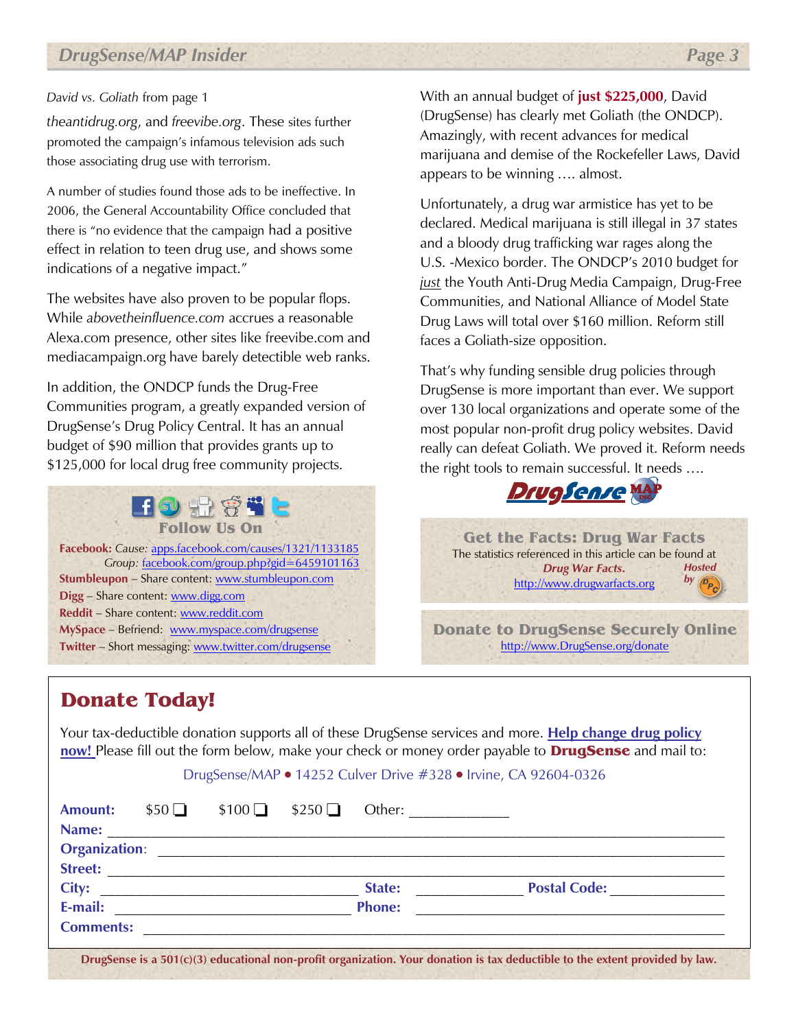*David vs. Goliath* from page 1

*theantidrug.org*, and *freevibe.org*. These sites further promoted the campaign's infamous television ads such those associating drug use with terrorism.

A number of studies found those ads to be ineffective. In 2006, the General Accountability Office concluded that there is "no evidence that the campaign had a positive effect in relation to teen drug use, and shows some indications of a negative impact."

The websites have also proven to be popular flops. While *abovetheinfluence.com* accrues a reasonable Alexa.com presence, other sites like freevibe.com and mediacampaign.org have barely detectible web ranks.

In addition, the ONDCP funds the Drug-Free Communities program, a greatly expanded version of DrugSense's Drug Policy Central. It has an annual budget of $90 million that provides grants up to $125,000 for local drug free community projects.

With an annual budget of **just $225,000**, David (DrugSense) has clearly met Goliath (the ONDCP). Amazingly, with recent advances for medical marijuana and demise of the Rockefeller Laws, David appears to be winning …. almost.

Unfortunately, a drug war armistice has yet to be declared. Medical marijuana is still illegal in 37 states and a bloody drug trafficking war rages along the U.S. -Mexico border. The ONDCP's 2010 budget for *just* the Youth Anti-Drug Media Campaign, Drug-Free Communities, and National Alliance of Model State Drug Laws will total over $160 million. Reform still faces a Goliath-size opposition.

That's why funding sensible drug policies through DrugSense is more important than ever. We support over 130 local organizations and operate some of the most popular non-profit drug policy websites. David really can defeat Goliath. We proved it. Reform needs the right tools to remain successful. It needs ….

DrugSense MAP

### Follow Us On

**Facebook:** *Cause:* apps.facebook.com/causes/1321/1133185
*Group:* facebook.com/group.php?gid=6459101163
**Stumbleupon** – Share content: www.stumbleupon.com
**Digg** – Share content: www.digg.com
**Reddit** – Share content: www.reddit.com
**MySpace** – Befriend: www.myspace.com/drugsense
**Twitter** – Short messaging: www.twitter.com/drugsense

### Get the Facts: Drug War Facts

The statistics referenced in this article can be found at *Drug War Facts.* http://www.drugwarfacts.org *Hosted by* DPC

### Donate to DrugSense Securely Online

http://www.DrugSense.org/donate

## Donate Today!

Your tax-deductible donation supports all of these DrugSense services and more. **Help change drug policy now!** Please fill out the form below, make your check or money order payable to **DrugSense** and mail to:

DrugSense/MAP • 14252 Culver Drive #328 • Irvine, CA 92604-0326

**Amount:** $50 ❑ $100 ❑ $250 ❑ Other: ____________
**Name:** ______________________________
**Organization:** ______________________________
**Street:** ______________________________
**City:** ______________ **State:** __________ **Postal Code:** __________
**E-mail:** ______________ **Phone:** ______________
**Comments:** ______________________________

**DrugSense is a 501(c)(3) educational non-profit organization. Your donation is tax deductible to the extent provided by law.**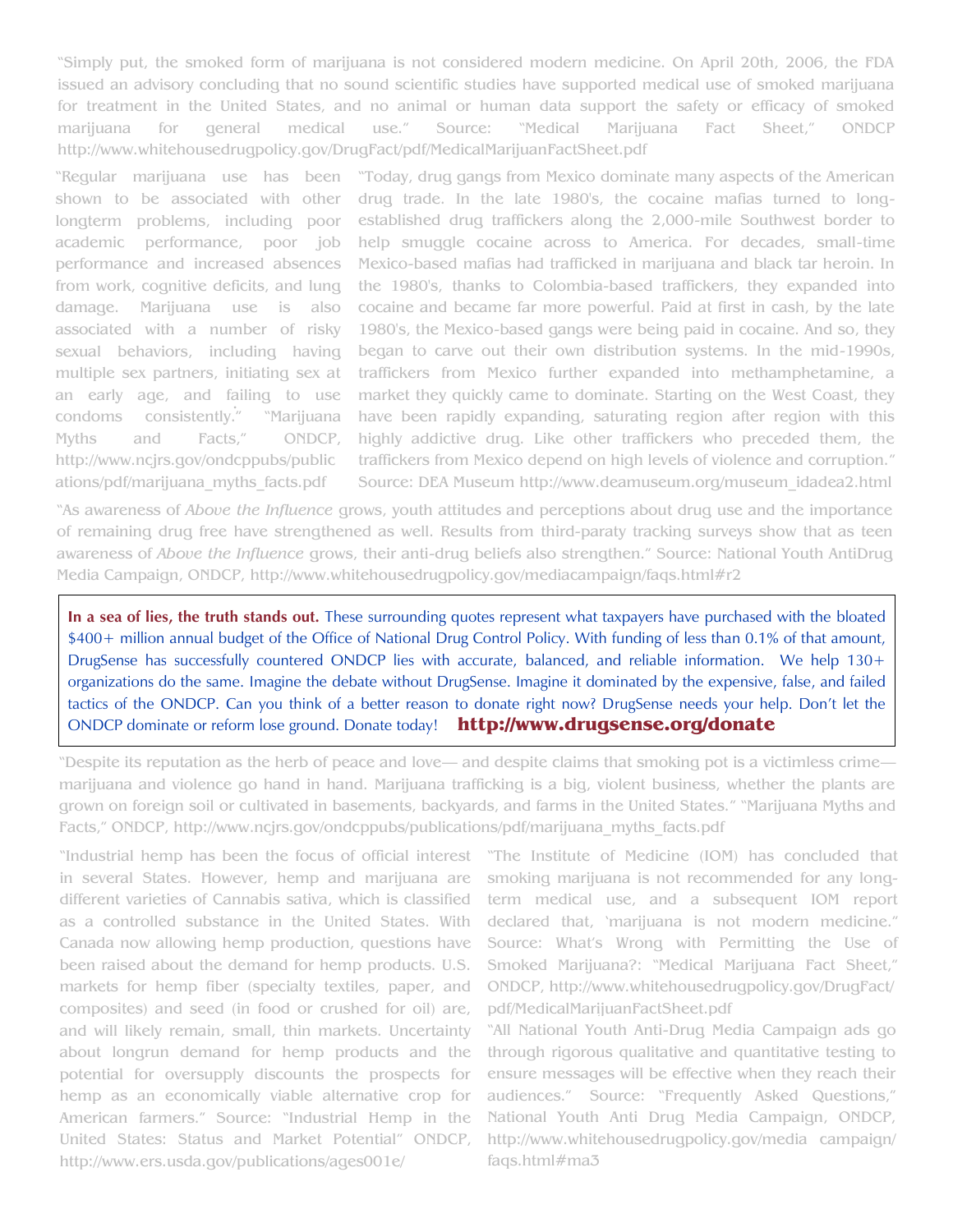"Simply put, the smoked form of marijuana is not considered modern medicine. On April 20th, 2006, the FDA issued an advisory concluding that no sound scientific studies have supported medical use of smoked marijuana for treatment in the United States, and no animal or human data support the safety or efficacy of smoked marijuana for general medical use." Source: "Medical Marijuana Fact Sheet," ONDCP http://www.whitehousedrugpolicy.gov/DrugFact/pdf/MedicalMarijuanFactSheet.pdf

"Regular marijuana use has been shown to be associated with other longterm problems, including poor academic performance, poor job performance and increased absences from work, cognitive deficits, and lung damage. Marijuana use is also associated with a number of risky sexual behaviors, including having multiple sex partners, initiating sex at an early age, and failing to use condoms consistently." "Marijuana Myths and Facts," ONDCP, http://www.ncjrs.gov/ondcppubs/publications/pdf/marijuana_myths_facts.pdf

"Today, drug gangs from Mexico dominate many aspects of the American drug trade. In the late 1980's, the cocaine mafias turned to long-established drug traffickers along the 2,000-mile Southwest border to help smuggle cocaine across to America. For decades, small-time Mexico-based mafias had trafficked in marijuana and black tar heroin. In the 1980's, thanks to Colombia-based traffickers, they expanded into cocaine and became far more powerful. Paid at first in cash, by the late 1980's, the Mexico-based gangs were being paid in cocaine. And so, they began to carve out their own distribution systems. In the mid-1990s, traffickers from Mexico further expanded into methamphetamine, a market they quickly came to dominate. Starting on the West Coast, they have been rapidly expanding, saturating region after region with this highly addictive drug. Like other traffickers who preceded them, the traffickers from Mexico depend on high levels of violence and corruption." Source: DEA Museum http://www.deamuseum.org/museum_idadea2.html

"As awareness of *Above the Influence* grows, youth attitudes and perceptions about drug use and the importance of remaining drug free have strengthened as well. Results from third-paraty tracking surveys show that as teen awareness of *Above the Influence* grows, their anti-drug beliefs also strengthen." Source: National Youth AntiDrug Media Campaign, ONDCP, http://www.whitehousedrugpolicy.gov/mediacampaign/faqs.html#r2

**In a sea of lies, the truth stands out.** These surrounding quotes represent what taxpayers have purchased with the bloated $400+ million annual budget of the Office of National Drug Control Policy. With funding of less than 0.1% of that amount, DrugSense has successfully countered ONDCP lies with accurate, balanced, and reliable information. We help 130+ organizations do the same. Imagine the debate without DrugSense. Imagine it dominated by the expensive, false, and failed tactics of the ONDCP. Can you think of a better reason to donate right now? DrugSense needs your help. Don't let the ONDCP dominate or reform lose ground. Donate today! **http://www.drugsense.org/donate**

"Despite its reputation as the herb of peace and love— and despite claims that smoking pot is a victimless crime— marijuana and violence go hand in hand. Marijuana trafficking is a big, violent business, whether the plants are grown on foreign soil or cultivated in basements, backyards, and farms in the United States." "Marijuana Myths and Facts," ONDCP, http://www.ncjrs.gov/ondcppubs/publications/pdf/marijuana_myths_facts.pdf

"Industrial hemp has been the focus of official interest in several States. However, hemp and marijuana are different varieties of Cannabis sativa, which is classified as a controlled substance in the United States. With Canada now allowing hemp production, questions have been raised about the demand for hemp products. U.S. markets for hemp fiber (specialty textiles, paper, and composites) and seed (in food or crushed for oil) are, and will likely remain, small, thin markets. Uncertainty about longrun demand for hemp products and the potential for oversupply discounts the prospects for hemp as an economically viable alternative crop for American farmers." Source: "Industrial Hemp in the United States: Status and Market Potential" ONDCP, http://www.ers.usda.gov/publications/ages001e/

"The Institute of Medicine (IOM) has concluded that smoking marijuana is not recommended for any long-term medical use, and a subsequent IOM report declared that, 'marijuana is not modern medicine." Source: What's Wrong with Permitting the Use of Smoked Marijuana?: "Medical Marijuana Fact Sheet," ONDCP, http://www.whitehousedrugpolicy.gov/DrugFact/pdf/MedicalMarijuanFactSheet.pdf

"All National Youth Anti-Drug Media Campaign ads go through rigorous qualitative and quantitative testing to ensure messages will be effective when they reach their audiences." Source: "Frequently Asked Questions," National Youth Anti Drug Media Campaign, ONDCP, http://www.whitehousedrugpolicy.gov/media campaign/faqs.html#ma3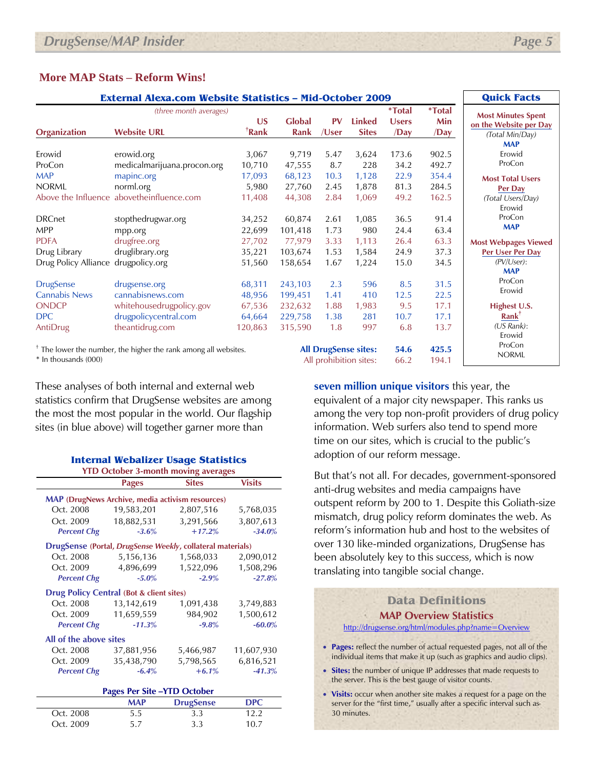## More MAP Stats – Reform Wins!

### External Alexa.com Website Statistics – Mid-October 2009

*(three month averages)*

| Organization | Website URL | US †Rank | Global Rank | PV /User | Linked Sites | *Total Users /Day | *Total Min /Day |
|---|---|---|---|---|---|---|---|
| Erowid | erowid.org | 3,067 | 9,719 | 5.47 | 3,624 | 173.6 | 902.5 |
| ProCon | medicalmarijuana.procon.org | 10,710 | 47,555 | 8.7 | 228 | 34.2 | 492.7 |
| MAP | mapinc.org | 17,093 | 68,123 | 10.3 | 1,128 | 22.9 | 354.4 |
| NORML | norml.org | 5,980 | 27,760 | 2.45 | 1,878 | 81.3 | 284.5 |
| Above the Influence | abovetheinfluence.com | 11,408 | 44,308 | 2.84 | 1,069 | 49.2 | 162.5 |
| DRCnet | stopthedrugwar.org | 34,252 | 60,874 | 2.61 | 1,085 | 36.5 | 91.4 |
| MPP | mpp.org | 22,699 | 101,418 | 1.73 | 980 | 24.4 | 63.4 |
| PDFA | drugfree.org | 27,702 | 77,979 | 3.33 | 1,113 | 26.4 | 63.3 |
| Drug Library | druglibrary.org | 35,221 | 103,674 | 1.53 | 1,584 | 24.9 | 37.3 |
| Drug Policy Alliance | drugpolicy.org | 51,560 | 158,654 | 1.67 | 1,224 | 15.0 | 34.5 |
| DrugSense | drugsense.org | 68,311 | 243,103 | 2.3 | 596 | 8.5 | 31.5 |
| Cannabis News | cannabisnews.com | 48,956 | 199,451 | 1.41 | 410 | 12.5 | 22.5 |
| ONDCP | whitehousedrugpolicy.gov | 67,536 | 232,632 | 1.88 | 1,983 | 9.5 | 17.1 |
| DPC | drugpolicycentral.com | 64,664 | 229,758 | 1.38 | 281 | 10.7 | 17.1 |
| AntiDrug | theantidrug.com | 120,863 | 315,590 | 1.8 | 997 | 6.8 | 13.7 |
| | | | | | **All DrugSense sites:** | **54.6** | **425.5** |
| | | | | | All prohibition sites: | 66.2 | 194.1 |

† The lower the number, the higher the rank among all websites.
\* In thousands (000)

### Quick Facts

**Most Minutes Spent on the Website per Day**
*(Total Min/Day)*
**MAP**
Erowid
ProCon

**Most Total Users Per Day**
*(Total Users/Day)*
Erowid
ProCon
**MAP**

**Most Webpages Viewed Per User Per Day**
*(PV/User)*:
**MAP**
ProCon
Erowid

**Highest U.S. Rank†**
*(US Rank)*:
Erowid
ProCon
NORML

These analyses of both internal and external web statistics confirm that DrugSense websites are among the most the most popular in the world. Our flagship sites (in blue above) will together garner more than **seven million unique visitors** this year, the equivalent of a major city newspaper. This ranks us among the very top non-profit providers of drug policy information. Web surfers also tend to spend more time on our sites, which is crucial to the public's adoption of our reform message.

But that's not all. For decades, government-sponsored anti-drug websites and media campaigns have outspent reform by 200 to 1. Despite this Goliath-size mismatch, drug policy reform dominates the web. As reform's information hub and host to the websites of over 130 like-minded organizations, DrugSense has been absolutely key to this success, which is now translating into tangible social change.

### Internal Webalizer Usage Statistics

**YTD October 3-month moving averages**

| | Pages | Sites | Visits |
|---|---|---|---|
| **MAP (DrugNews Archive, media activism resources)** | | | |
| Oct. 2008 | 19,583,201 | 2,807,516 | 5,768,035 |
| Oct. 2009 | 18,882,531 | 3,291,566 | 3,807,613 |
| *Percent Chg* | *-3.6%* | *+17.2%* | *-34.0%* |
| **DrugSense (Portal, *DrugSense Weekly*, collateral materials)** | | | |
| Oct. 2008 | 5,156,136 | 1,568,033 | 2,090,012 |
| Oct. 2009 | 4,896,699 | 1,522,096 | 1,508,296 |
| *Percent Chg* | *-5.0%* | *-2.9%* | *-27.8%* |
| **Drug Policy Central (Bot & client sites)** | | | |
| Oct. 2008 | 13,142,619 | 1,091,438 | 3,749,883 |
| Oct. 2009 | 11,659,559 | 984,902 | 1,500,612 |
| *Percent Chg* | *-11.3%* | *-9.8%* | *-60.0%* |
| **All of the above sites** | | | |
| Oct. 2008 | 37,881,956 | 5,466,987 | 11,607,930 |
| Oct. 2009 | 35,438,790 | 5,798,565 | 6,816,521 |
| *Percent Chg* | *-6.4%* | *+6.1%* | *-41.3%* |

**Pages Per Site –YTD October**

| | MAP | DrugSense | DPC |
|---|---|---|---|
| Oct. 2008 | 5.5 | 3.3 | 12.2 |
| Oct. 2009 | 5.7 | 3.3 | 10.7 |

### Data Definitions

**MAP Overview Statistics**

http://drugsense.org/html/modules.php?name=Overview

- **Pages:** reflect the number of actual requested pages, not all of the individual items that make it up (such as graphics and audio clips).
- **Sites:** the number of unique IP addresses that made requests to the server. This is the best gauge of visitor counts.
- **Visits:** occur when another site makes a request for a page on the server for the "first time," usually after a specific interval such as 30 minutes.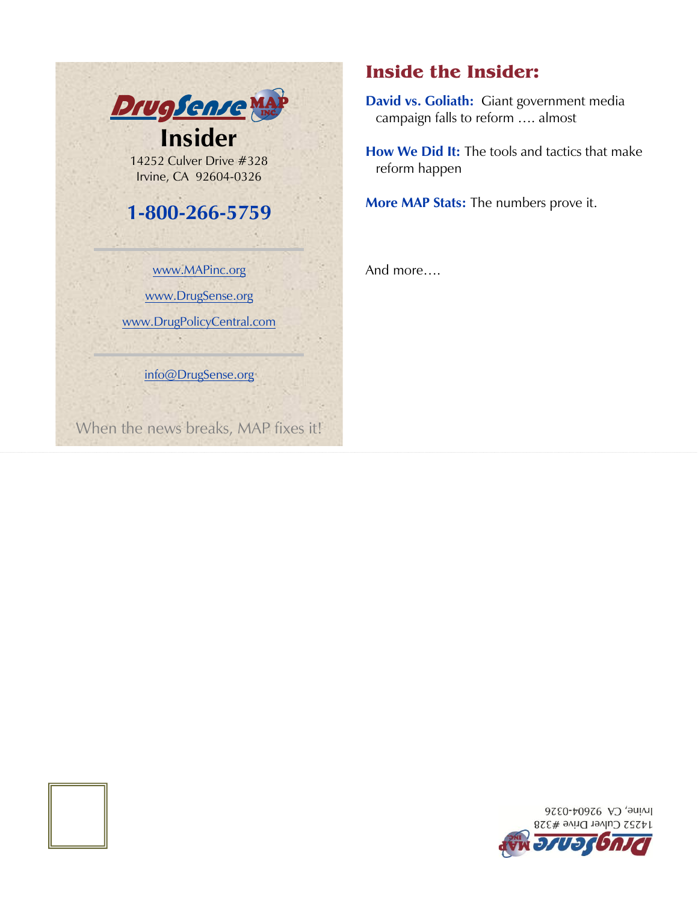DrugSense MAP INC.

# Insider

14252 Culver Drive #328
Irvine, CA 92604-0326

**1-800-266-5759**

www.MAPinc.org

www.DrugSense.org

www.DrugPolicyCentral.com

info@DrugSense.org

When the news breaks, MAP fixes it!

## Inside the Insider:

**David vs. Goliath:** Giant government media campaign falls to reform …. almost

**How We Did It:** The tools and tactics that make reform happen

**More MAP Stats:** The numbers prove it.

And more….

DrugSense MAP INC.
14252 Culver Drive #328
Irvine, CA 92604-0326